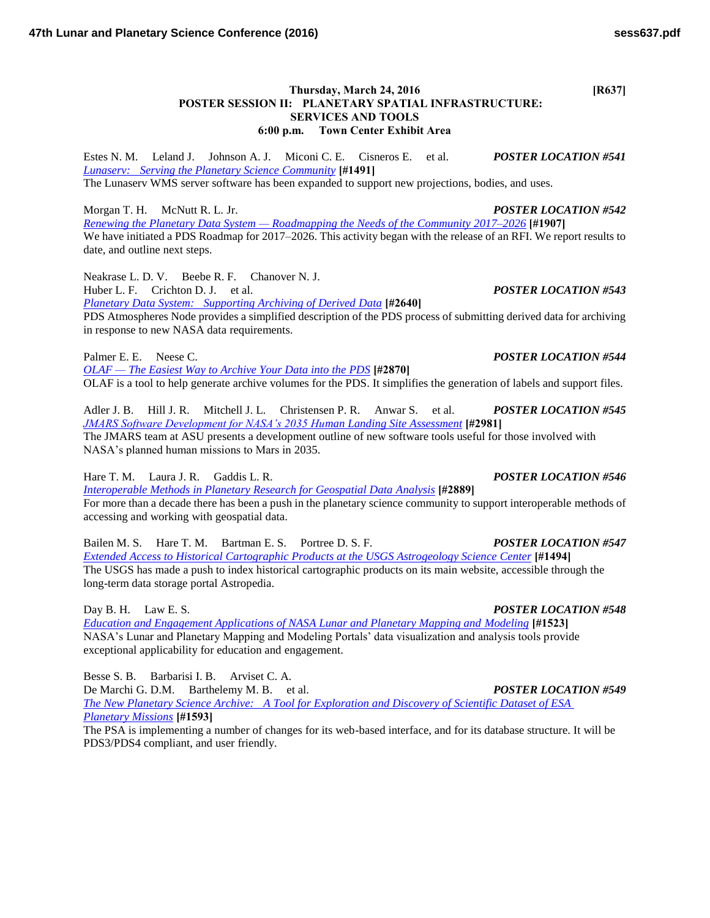## Thursday, March 24, 2016 [R637]

## POSTER SESSION II: PLANETARY SPATIAL INFRASTRUCTURE: SERVICES AND TOOLS

### 6:00 p.m. Town Center Exhibit Area

Estes N. M. Leland J. Johnson A. J. Miconi C. E. Cisneros E. et al. ***POSTER LOCATION #541***
*Lunaserv: Serving the Planetary Science Community* **[#1491]**
The Lunaserv WMS server software has been expanded to support new projections, bodies, and uses.

Morgan T. H. McNutt R. L. Jr. ***POSTER LOCATION #542***
*Renewing the Planetary Data System — Roadmapping the Needs of the Community 2017–2026* **[#1907]**
We have initiated a PDS Roadmap for 2017–2026. This activity began with the release of an RFI. We report results to date, and outline next steps.

Neakrase L. D. V. Beebe R. F. Chanover N. J.
Huber L. F. Crichton D. J. et al. ***POSTER LOCATION #543***
*Planetary Data System: Supporting Archiving of Derived Data* **[#2640]**
PDS Atmospheres Node provides a simplified description of the PDS process of submitting derived data for archiving in response to new NASA data requirements.

Palmer E. E. Neese C. ***POSTER LOCATION #544***
*OLAF — The Easiest Way to Archive Your Data into the PDS* **[#2870]**
OLAF is a tool to help generate archive volumes for the PDS. It simplifies the generation of labels and support files.

Adler J. B. Hill J. R. Mitchell J. L. Christensen P. R. Anwar S. et al. ***POSTER LOCATION #545***
*JMARS Software Development for NASA's 2035 Human Landing Site Assessment* **[#2981]**
The JMARS team at ASU presents a development outline of new software tools useful for those involved with NASA's planned human missions to Mars in 2035.

Hare T. M. Laura J. R. Gaddis L. R. ***POSTER LOCATION #546***
*Interoperable Methods in Planetary Research for Geospatial Data Analysis* **[#2889]**
For more than a decade there has been a push in the planetary science community to support interoperable methods of accessing and working with geospatial data.

Bailen M. S. Hare T. M. Bartman E. S. Portree D. S. F. ***POSTER LOCATION #547***
*Extended Access to Historical Cartographic Products at the USGS Astrogeology Science Center* **[#1494]**
The USGS has made a push to index historical cartographic products on its main website, accessible through the long-term data storage portal Astropedia.

Day B. H. Law E. S. ***POSTER LOCATION #548***
*Education and Engagement Applications of NASA Lunar and Planetary Mapping and Modeling* **[#1523]**
NASA's Lunar and Planetary Mapping and Modeling Portals' data visualization and analysis tools provide exceptional applicability for education and engagement.

Besse S. B. Barbarisi I. B. Arviset C. A.
De Marchi G. D.M. Barthelemy M. B. et al. ***POSTER LOCATION #549***
*The New Planetary Science Archive: A Tool for Exploration and Discovery of Scientific Dataset of ESA Planetary Missions* **[#1593]**
The PSA is implementing a number of changes for its web-based interface, and for its database structure. It will be PDS3/PDS4 compliant, and user friendly.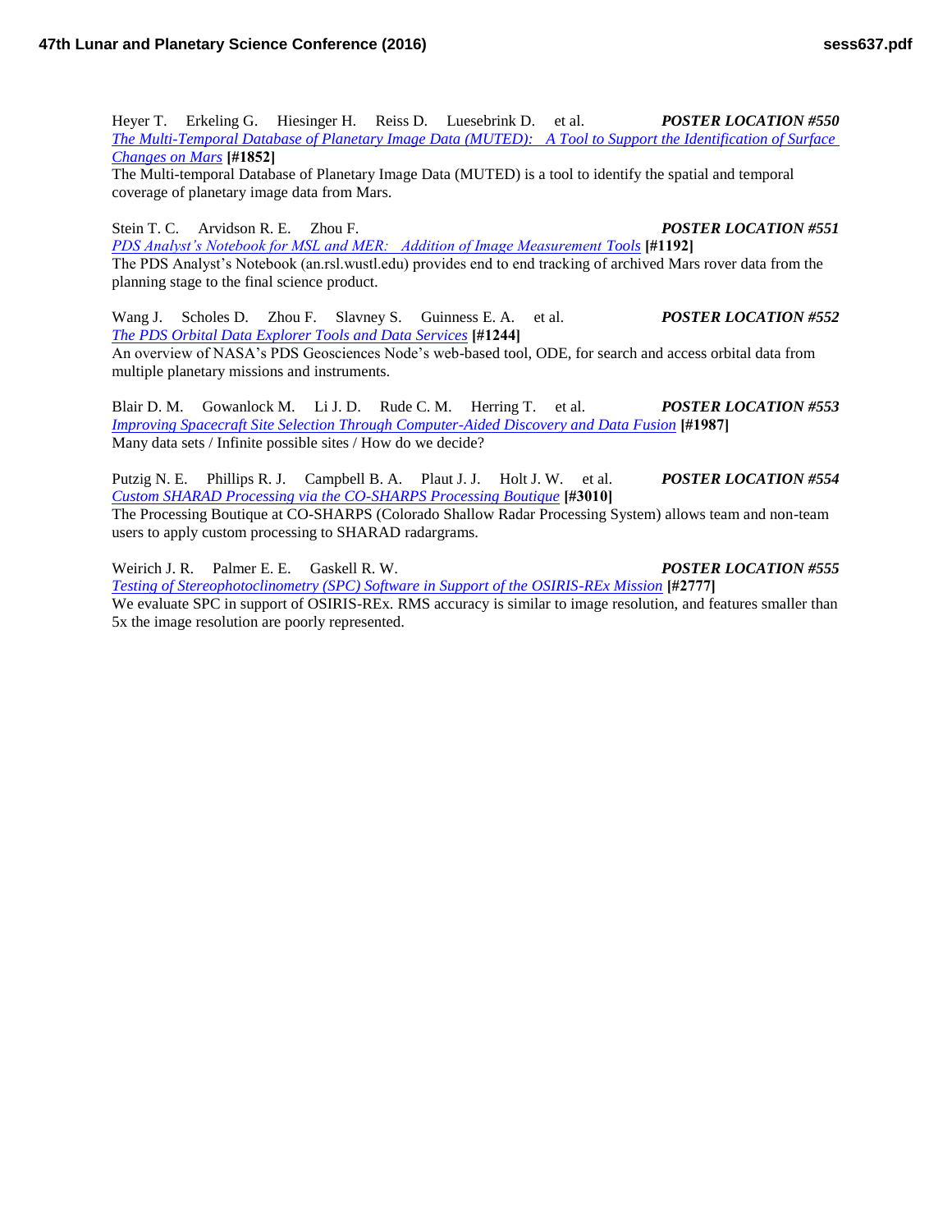Heyer T. Erkeling G. Hiesinger H. Reiss D. Luesebrink D. et al. ***POSTER LOCATION #550***
*The Multi-Temporal Database of Planetary Image Data (MUTED): A Tool to Support the Identification of Surface Changes on Mars* **[#1852]**
The Multi-temporal Database of Planetary Image Data (MUTED) is a tool to identify the spatial and temporal coverage of planetary image data from Mars.

Stein T. C. Arvidson R. E. Zhou F. ***POSTER LOCATION #551***
*PDS Analyst's Notebook for MSL and MER: Addition of Image Measurement Tools* **[#1192]**
The PDS Analyst's Notebook (an.rsl.wustl.edu) provides end to end tracking of archived Mars rover data from the planning stage to the final science product.

Wang J. Scholes D. Zhou F. Slavney S. Guinness E. A. et al. ***POSTER LOCATION #552***
*The PDS Orbital Data Explorer Tools and Data Services* **[#1244]**
An overview of NASA's PDS Geosciences Node's web-based tool, ODE, for search and access orbital data from multiple planetary missions and instruments.

Blair D. M. Gowanlock M. Li J. D. Rude C. M. Herring T. et al. ***POSTER LOCATION #553***
*Improving Spacecraft Site Selection Through Computer-Aided Discovery and Data Fusion* **[#1987]**
Many data sets / Infinite possible sites / How do we decide?

Putzig N. E. Phillips R. J. Campbell B. A. Plaut J. J. Holt J. W. et al. ***POSTER LOCATION #554***
*Custom SHARAD Processing via the CO-SHARPS Processing Boutique* **[#3010]**
The Processing Boutique at CO-SHARPS (Colorado Shallow Radar Processing System) allows team and non-team users to apply custom processing to SHARAD radargrams.

Weirich J. R. Palmer E. E. Gaskell R. W. ***POSTER LOCATION #555***
*Testing of Stereophotoclinometry (SPC) Software in Support of the OSIRIS-REx Mission* **[#2777]**
We evaluate SPC in support of OSIRIS-REx. RMS accuracy is similar to image resolution, and features smaller than 5x the image resolution are poorly represented.